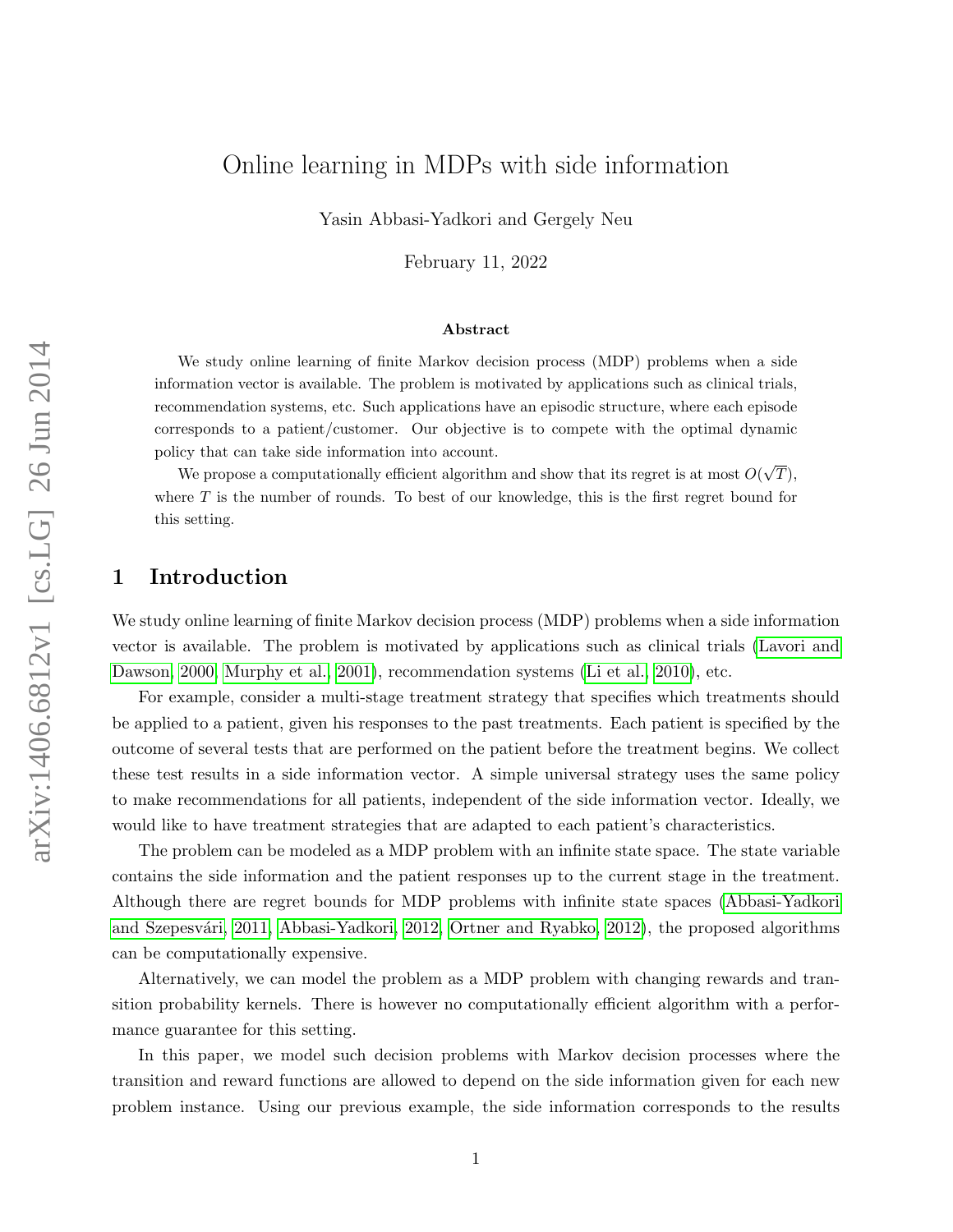# Online learning in MDPs with side information

Yasin Abbasi-Yadkori and Gergely Neu

February 11, 2022

### Abstract

We study online learning of finite Markov decision process (MDP) problems when a side information vector is available. The problem is motivated by applications such as clinical trials, recommendation systems, etc. Such applications have an episodic structure, where each episode corresponds to a patient/customer. Our objective is to compete with the optimal dynamic policy that can take side information into account.

We propose a computationally efficient algorithm and show that its regret is at most $O(\sqrt{T})$, where $T$ is the number of rounds. To best of our knowledge, this is the first regret bound for this setting.

## 1 Introduction

We study online learning of finite Markov decision process (MDP) problems when a side information vector is available. The problem is motivated by applications such as clinical trials (Lavori and Dawson, 2000; Murphy et al., 2001), recommendation systems (Li et al., 2010), etc.

For example, consider a multi-stage treatment strategy that specifies which treatments should be applied to a patient, given his responses to the past treatments. Each patient is specified by the outcome of several tests that are performed on the patient before the treatment begins. We collect these test results in a side information vector. A simple universal strategy uses the same policy to make recommendations for all patients, independent of the side information vector. Ideally, we would like to have treatment strategies that are adapted to each patient's characteristics.

The problem can be modeled as a MDP problem with an infinite state space. The state variable contains the side information and the patient responses up to the current stage in the treatment. Although there are regret bounds for MDP problems with infinite state spaces (Abbasi-Yadkori and Szepesvári, 2011; Abbasi-Yadkori, 2012; Ortner and Ryabko, 2012), the proposed algorithms can be computationally expensive.

Alternatively, we can model the problem as a MDP problem with changing rewards and transition probability kernels. There is however no computationally efficient algorithm with a performance guarantee for this setting.

In this paper, we model such decision problems with Markov decision processes where the transition and reward functions are allowed to depend on the side information given for each new problem instance. Using our previous example, the side information corresponds to the results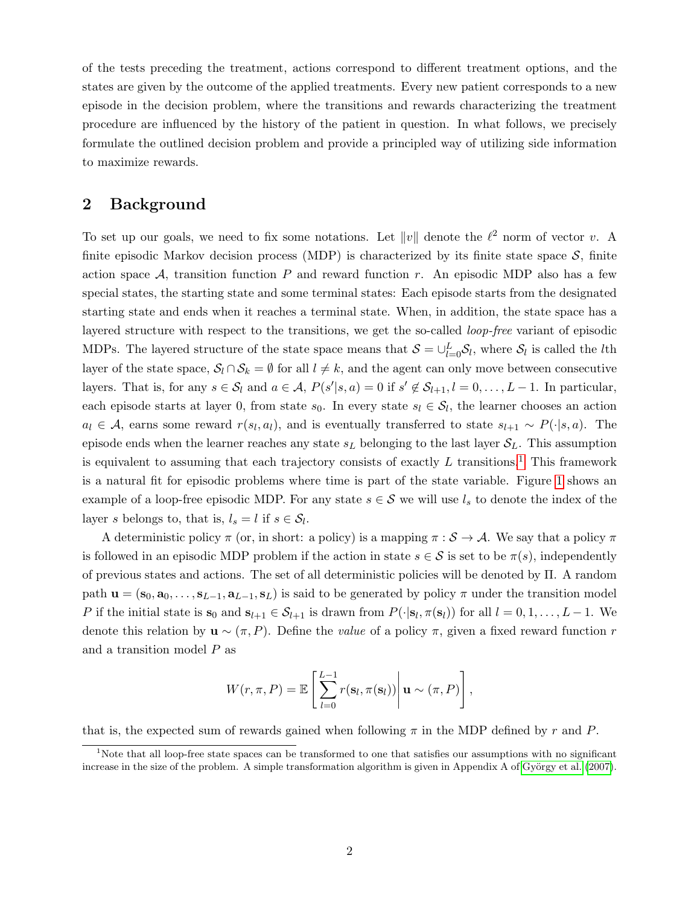of the tests preceding the treatment, actions correspond to different treatment options, and the states are given by the outcome of the applied treatments. Every new patient corresponds to a new episode in the decision problem, where the transitions and rewards characterizing the treatment procedure are influenced by the history of the patient in question. In what follows, we precisely formulate the outlined decision problem and provide a principled way of utilizing side information to maximize rewards.

## 2 Background

To set up our goals, we need to fix some notations. Let $\|v\|$ denote the $\ell^2$ norm of vector $v$. A finite episodic Markov decision process (MDP) is characterized by its finite state space $\mathcal{S}$, finite action space $\mathcal{A}$, transition function $P$ and reward function $r$. An episodic MDP also has a few special states, the starting state and some terminal states: Each episode starts from the designated starting state and ends when it reaches a terminal state. When, in addition, the state space has a layered structure with respect to the transitions, we get the so-called *loop-free* variant of episodic MDPs. The layered structure of the state space means that $\mathcal{S} = \cup_{l=0}^{L} \mathcal{S}_l$, where $\mathcal{S}_l$ is called the $l$th layer of the state space, $\mathcal{S}_l \cap \mathcal{S}_k = \emptyset$ for all $l \neq k$, and the agent can only move between consecutive layers. That is, for any $s \in \mathcal{S}_l$ and $a \in \mathcal{A}$, $P(s'|s,a) = 0$ if $s' \notin \mathcal{S}_{l+1}$, $l = 0, \dots, L-1$. In particular, each episode starts at layer 0, from state $s_0$. In every state $s_l \in \mathcal{S}_l$, the learner chooses an action $a_l \in \mathcal{A}$, earns some reward $r(s_l, a_l)$, and is eventually transferred to state $s_{l+1} \sim P(\cdot|s,a)$. The episode ends when the learner reaches any state $s_L$ belonging to the last layer $\mathcal{S}_L$. This assumption is equivalent to assuming that each trajectory consists of exactly $L$ transitions.[1] This framework is a natural fit for episodic problems where time is part of the state variable. Figure 1 shows an example of a loop-free episodic MDP. For any state $s \in \mathcal{S}$ we will use $l_s$ to denote the index of the layer $s$ belongs to, that is, $l_s = l$ if $s \in \mathcal{S}_l$.

A deterministic policy $\pi$ (or, in short: a policy) is a mapping $\pi : \mathcal{S} \to \mathcal{A}$. We say that a policy $\pi$ is followed in an episodic MDP problem if the action in state $s \in \mathcal{S}$ is set to be $\pi(s)$, independently of previous states and actions. The set of all deterministic policies will be denoted by $\Pi$. A random path $\mathbf{u} = (\mathbf{s}_0, \mathbf{a}_0, \dots, \mathbf{s}_{L-1}, \mathbf{a}_{L-1}, \mathbf{s}_L)$ is said to be generated by policy $\pi$ under the transition model $P$ if the initial state is $\mathbf{s}_0$ and $\mathbf{s}_{l+1} \in \mathcal{S}_{l+1}$ is drawn from $P(\cdot|\mathbf{s}_l, \pi(\mathbf{s}_l))$ for all $l = 0, 1, \dots, L-1$. We denote this relation by $\mathbf{u} \sim (\pi, P)$. Define the *value* of a policy $\pi$, given a fixed reward function $r$ and a transition model $P$ as

$$W(r, \pi, P) = \mathbb{E}\left[ \sum_{l=0}^{L-1} r(\mathbf{s}_l, \pi(\mathbf{s}_l)) \middle| \mathbf{u} \sim (\pi, P) \right],$$

that is, the expected sum of rewards gained when following $\pi$ in the MDP defined by $r$ and $P$.

[1] Note that all loop-free state spaces can be transformed to one that satisfies our assumptions with no significant increase in the size of the problem. A simple transformation algorithm is given in Appendix A of György et al. (2007).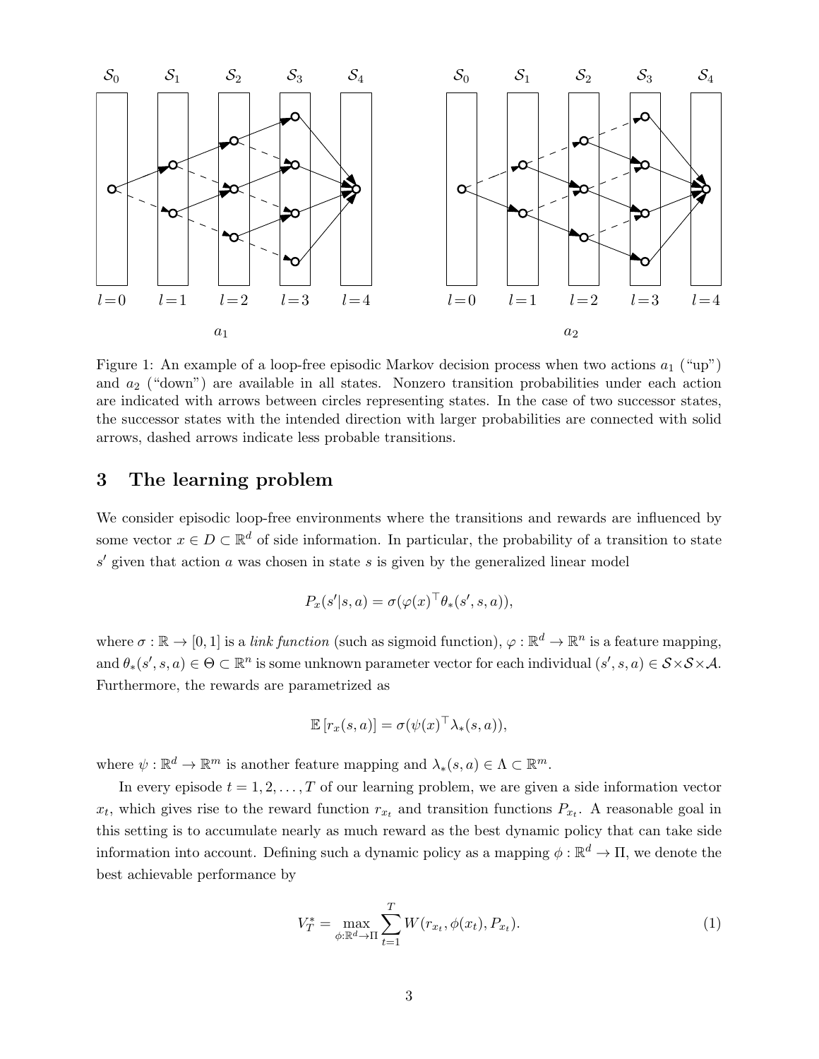Figure 1: An example of a loop-free episodic Markov decision process when two actions $a_1$ ("up") and $a_2$ ("down") are available in all states. Nonzero transition probabilities under each action are indicated with arrows between circles representing states. In the case of two successor states, the successor states with the intended direction with larger probabilities are connected with solid arrows, dashed arrows indicate less probable transitions.

## 3 The learning problem

We consider episodic loop-free environments where the transitions and rewards are influenced by some vector $x \in D \subset \mathbb{R}^d$ of side information. In particular, the probability of a transition to state $s'$ given that action $a$ was chosen in state $s$ is given by the generalized linear model

$$P_x(s'|s,a) = \sigma(\varphi(x)^\top \theta_*(s',s,a)),$$

where $\sigma : \mathbb{R} \to [0,1]$ is a *link function* (such as sigmoid function), $\varphi : \mathbb{R}^d \to \mathbb{R}^n$ is a feature mapping, and $\theta_*(s',s,a) \in \Theta \subset \mathbb{R}^n$ is some unknown parameter vector for each individual $(s',s,a) \in \mathcal{S} \times \mathcal{S} \times \mathcal{A}$. Furthermore, the rewards are parametrized as

$$\mathbb{E}\left[r_x(s,a)\right] = \sigma(\psi(x)^\top \lambda_*(s,a)),$$

where $\psi : \mathbb{R}^d \to \mathbb{R}^m$ is another feature mapping and $\lambda_*(s,a) \in \Lambda \subset \mathbb{R}^m$.

In every episode $t = 1, 2, \ldots, T$ of our learning problem, we are given a side information vector $x_t$, which gives rise to the reward function $r_{x_t}$ and transition functions $P_{x_t}$. A reasonable goal in this setting is to accumulate nearly as much reward as the best dynamic policy that can take side information into account. Defining such a dynamic policy as a mapping $\phi : \mathbb{R}^d \to \Pi$, we denote the best achievable performance by

$$V_T^* = \max_{\phi:\mathbb{R}^d \to \Pi} \sum_{t=1}^{T} W(r_{x_t}, \phi(x_t), P_{x_t}). \tag{1}$$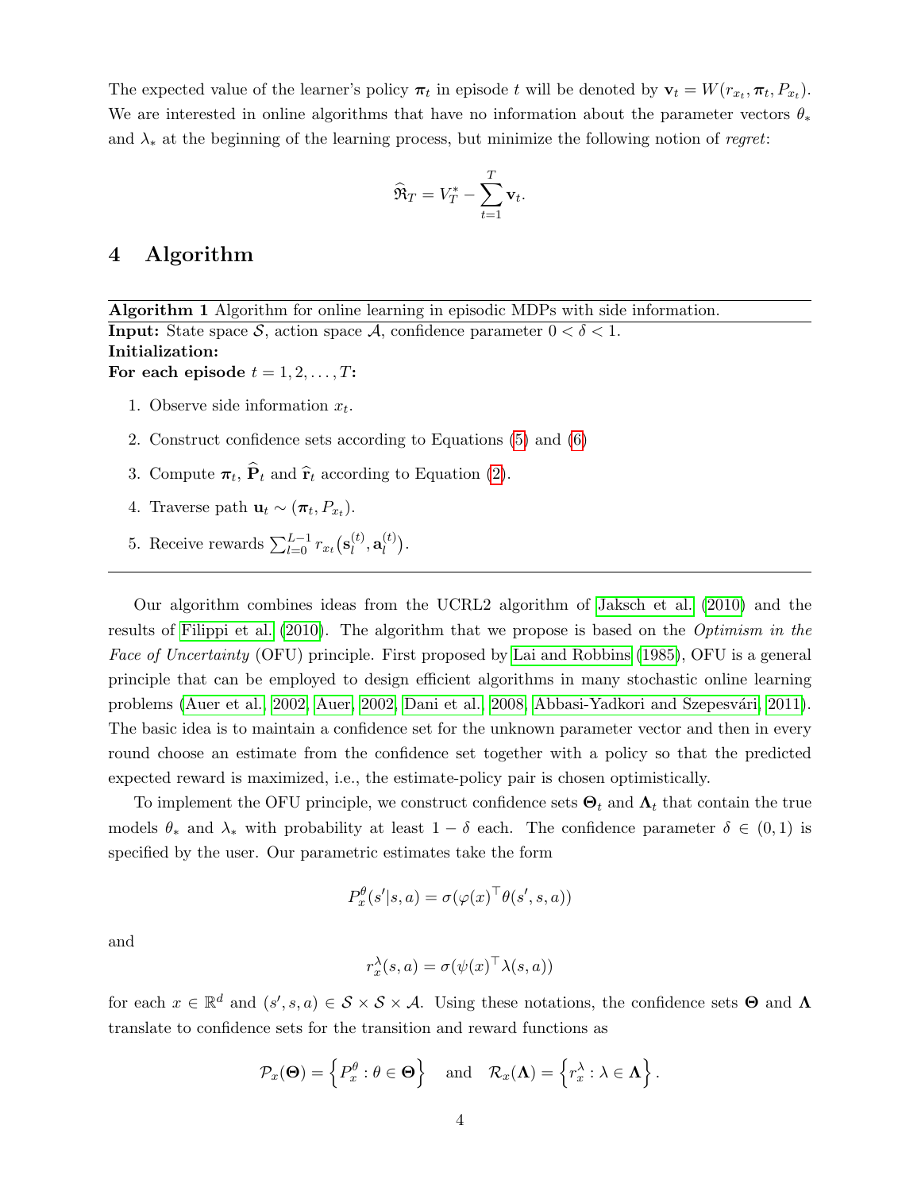The expected value of the learner's policy $\boldsymbol{\pi}_t$ in episode $t$ will be denoted by $\mathbf{v}_t = W(r_{x_t}, \boldsymbol{\pi}_t, P_{x_t})$. We are interested in online algorithms that have no information about the parameter vectors $\theta_*$ and $\lambda_*$ at the beginning of the learning process, but minimize the following notion of *regret*:

$$\widehat{\mathfrak{R}}_T = V_T^* - \sum_{t=1}^{T} \mathbf{v}_t.$$

# 4 Algorithm

---

**Algorithm 1** Algorithm for online learning in episodic MDPs with side information.

---

**Input:** State space $\mathcal{S}$, action space $\mathcal{A}$, confidence parameter $0 < \delta < 1$.

**Initialization:**

**For each episode** $t = 1, 2, \dots, T$**:**

1. Observe side information $x_t$.
2. Construct confidence sets according to Equations (5) and (6)
3. Compute $\boldsymbol{\pi}_t$, $\widehat{\mathbf{P}}_t$ and $\widehat{\mathbf{r}}_t$ according to Equation (2).
4. Traverse path $\mathbf{u}_t \sim (\boldsymbol{\pi}_t, P_{x_t})$.
5. Receive rewards $\sum_{l=0}^{L-1} r_{x_t}\big(\mathbf{s}_l^{(t)}, \mathbf{a}_l^{(t)}\big)$.

---

Our algorithm combines ideas from the UCRL2 algorithm of Jaksch et al. (2010) and the results of Filippi et al. (2010). The algorithm that we propose is based on the *Optimism in the Face of Uncertainty* (OFU) principle. First proposed by Lai and Robbins (1985), OFU is a general principle that can be employed to design efficient algorithms in many stochastic online learning problems (Auer et al., 2002; Auer, 2002; Dani et al., 2008; Abbasi-Yadkori and Szepesvári, 2011). The basic idea is to maintain a confidence set for the unknown parameter vector and then in every round choose an estimate from the confidence set together with a policy so that the predicted expected reward is maximized, i.e., the estimate-policy pair is chosen optimistically.

To implement the OFU principle, we construct confidence sets $\boldsymbol{\Theta}_t$ and $\boldsymbol{\Lambda}_t$ that contain the true models $\theta_*$ and $\lambda_*$ with probability at least $1 - \delta$ each. The confidence parameter $\delta \in (0, 1)$ is specified by the user. Our parametric estimates take the form

$$P_x^{\theta}(s'|s, a) = \sigma(\varphi(x)^\top \theta(s', s, a))$$

and

$$r_x^{\lambda}(s, a) = \sigma(\psi(x)^\top \lambda(s, a))$$

for each $x \in \mathbb{R}^d$ and $(s', s, a) \in \mathcal{S} \times \mathcal{S} \times \mathcal{A}$. Using these notations, the confidence sets $\boldsymbol{\Theta}$ and $\boldsymbol{\Lambda}$ translate to confidence sets for the transition and reward functions as

$$\mathcal{P}_x(\boldsymbol{\Theta}) = \left\{ P_x^{\theta} : \theta \in \boldsymbol{\Theta} \right\} \quad \text{and} \quad \mathcal{R}_x(\boldsymbol{\Lambda}) = \left\{ r_x^{\lambda} : \lambda \in \boldsymbol{\Lambda} \right\}.$$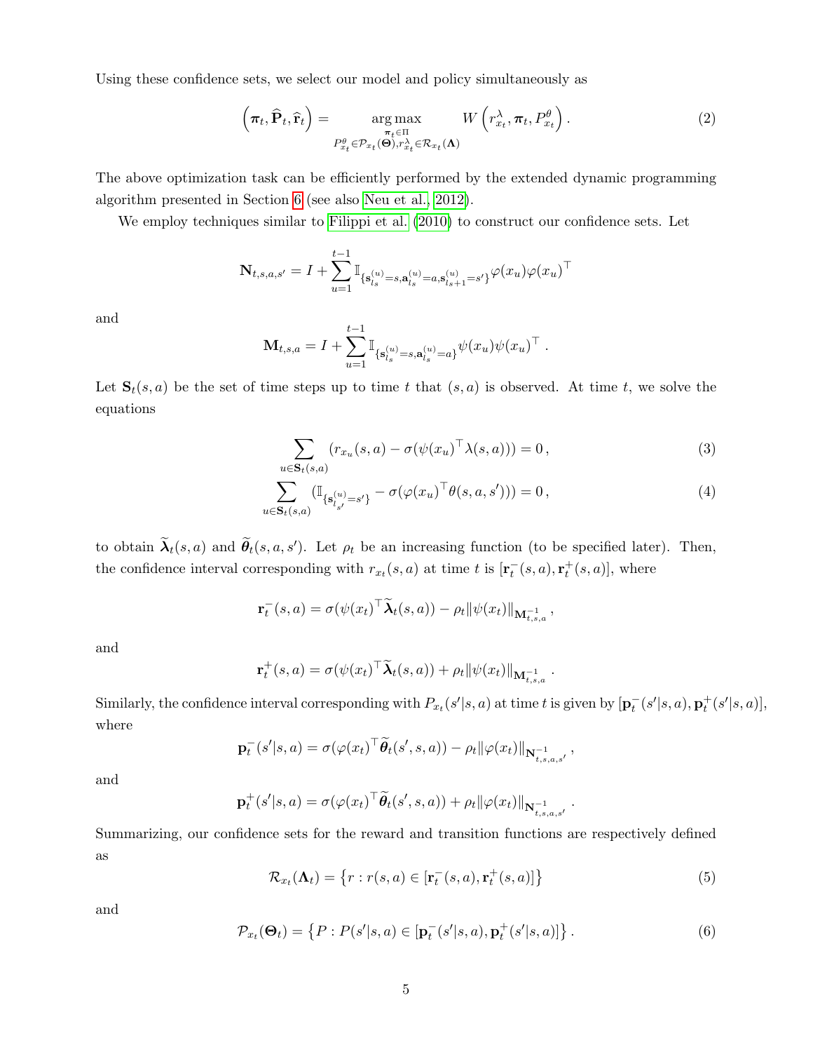Using these confidence sets, we select our model and policy simultaneously as

$$\left(\boldsymbol{\pi}_t, \widehat{\mathbf{P}}_t, \widehat{\mathbf{r}}_t\right) = \underset{\substack{\boldsymbol{\pi}_t \in \Pi \\ P^{\theta}_{x_t} \in \mathcal{P}_{x_t}(\boldsymbol{\Theta}), r^{\lambda}_{x_t} \in \mathcal{R}_{x_t}(\boldsymbol{\Lambda})}}{\arg\max} W\left(r^{\lambda}_{x_t}, \boldsymbol{\pi}_t, P^{\theta}_{x_t}\right) . \tag{2}$$

The above optimization task can be efficiently performed by the extended dynamic programming algorithm presented in Section 6 (see also Neu et al., 2012).

We employ techniques similar to Filippi et al. (2010) to construct our confidence sets. Let

$$\mathbf{N}_{t,s,a,s'} = I + \sum_{u=1}^{t-1} \mathbb{I}_{\{\mathbf{s}^{(u)}_{l_s}=s, \mathbf{a}^{(u)}_{l_s}=a, \mathbf{s}^{(u)}_{l_s+1}=s'\}} \varphi(x_u)\varphi(x_u)^{\top}$$

and

$$\mathbf{M}_{t,s,a} = I + \sum_{u=1}^{t-1} \mathbb{I}_{\{\mathbf{s}^{(u)}_{l_s}=s, \mathbf{a}^{(u)}_{l_s}=a\}} \psi(x_u)\psi(x_u)^{\top} .$$

Let $\mathbf{S}_t(s,a)$ be the set of time steps up to time $t$ that $(s,a)$ is observed. At time $t$, we solve the equations

$$\sum_{u \in \mathbf{S}_t(s,a)} \left(r_{x_u}(s,a) - \sigma(\psi(x_u)^{\top}\lambda(s,a))\right) = 0 , \tag{3}$$

$$\sum_{u \in \mathbf{S}_t(s,a)} \left(\mathbb{I}_{\{\mathbf{s}^{(u)}_{l_{s'}}=s'\}} - \sigma(\varphi(x_u)^{\top}\theta(s,a,s'))\right) = 0 , \tag{4}$$

to obtain $\widetilde{\boldsymbol{\lambda}}_t(s,a)$ and $\widetilde{\boldsymbol{\theta}}_t(s,a,s')$. Let $\rho_t$ be an increasing function (to be specified later). Then, the confidence interval corresponding with $r_{x_t}(s,a)$ at time $t$ is $[\mathbf{r}^-_t(s,a), \mathbf{r}^+_t(s,a)]$, where

$$\mathbf{r}^-_t(s,a) = \sigma(\psi(x_t)^{\top}\widetilde{\boldsymbol{\lambda}}_t(s,a)) - \rho_t\|\psi(x_t)\|_{\mathbf{M}^{-1}_{t,s,a}} ,$$

and

$$\mathbf{r}^+_t(s,a) = \sigma(\psi(x_t)^{\top}\widetilde{\boldsymbol{\lambda}}_t(s,a)) + \rho_t\|\psi(x_t)\|_{\mathbf{M}^{-1}_{t,s,a}} .$$

Similarly, the confidence interval corresponding with $P_{x_t}(s'|s,a)$ at time $t$ is given by $[\mathbf{p}^-_t(s'|s,a), \mathbf{p}^+_t(s'|s,a)]$, where

$$\mathbf{p}^-_t(s'|s,a) = \sigma(\varphi(x_t)^{\top}\widetilde{\boldsymbol{\theta}}_t(s',s,a)) - \rho_t\|\varphi(x_t)\|_{\mathbf{N}^{-1}_{t,s,a,s'}} ,$$

and

$$\mathbf{p}^+_t(s'|s,a) = \sigma(\varphi(x_t)^{\top}\widetilde{\boldsymbol{\theta}}_t(s',s,a)) + \rho_t\|\varphi(x_t)\|_{\mathbf{N}^{-1}_{t,s,a,s'}} .$$

Summarizing, our confidence sets for the reward and transition functions are respectively defined as

$$\mathcal{R}_{x_t}(\boldsymbol{\Lambda}_t) = \left\{r : r(s,a) \in [\mathbf{r}^-_t(s,a), \mathbf{r}^+_t(s,a)]\right\} \tag{5}$$

and

$$\mathcal{P}_{x_t}(\boldsymbol{\Theta}_t) = \left\{P : P(s'|s,a) \in [\mathbf{p}^-_t(s'|s,a), \mathbf{p}^+_t(s'|s,a)]\right\} . \tag{6}$$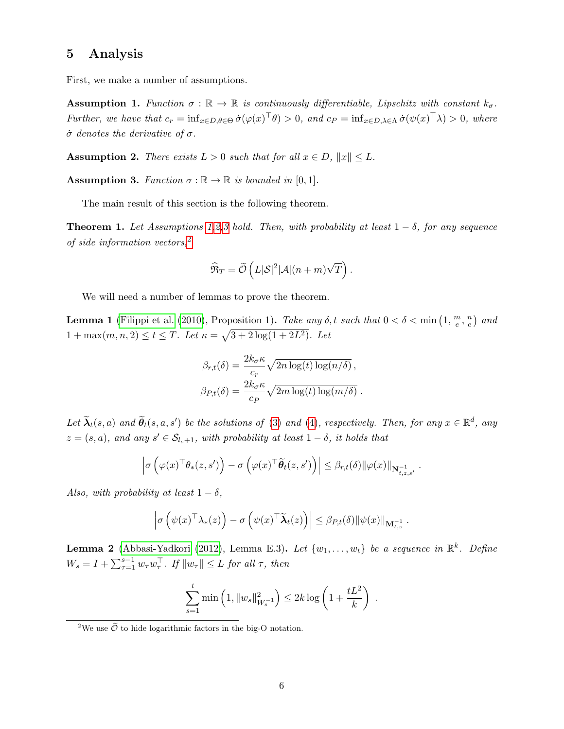## 5 Analysis

First, we make a number of assumptions.

**Assumption 1.** *Function $\sigma : \mathbb{R} \to \mathbb{R}$ is continuously differentiable, Lipschitz with constant $k_\sigma$. Further, we have that $c_r = \inf_{x \in D, \theta \in \Theta} \dot{\sigma}(\varphi(x)^\top \theta) > 0$, and $c_P = \inf_{x \in D, \lambda \in \Lambda} \dot{\sigma}(\psi(x)^\top \lambda) > 0$, where $\dot{\sigma}$ denotes the derivative of $\sigma$.*

**Assumption 2.** *There exists $L > 0$ such that for all $x \in D$, $\|x\| \le L$.*

**Assumption 3.** *Function $\sigma : \mathbb{R} \to \mathbb{R}$ is bounded in $[0, 1]$.*

The main result of this section is the following theorem.

**Theorem 1.** *Let Assumptions 1,2,3 hold. Then, with probability at least $1 - \delta$, for any sequence of side information vectors,*[2]

$$\widehat{\mathfrak{R}}_T = \widetilde{\mathcal{O}}\left( L|\mathcal{S}|^2|\mathcal{A}|(n+m)\sqrt{T} \right).$$

We will need a number of lemmas to prove the theorem.

**Lemma 1** (Filippi et al. (2010), Proposition 1)**.** *Take any $\delta, t$ such that $0 < \delta < \min\left(1, \frac{m}{e}, \frac{n}{e}\right)$ and $1 + \max(m, n, 2) \le t \le T$. Let $\kappa = \sqrt{3 + 2\log(1 + 2L^2)}$. Let*

$$\beta_{r,t}(\delta) = \frac{2k_\sigma \kappa}{c_r} \sqrt{2n \log(t) \log(n/\delta)}\,,$$
$$\beta_{P,t}(\delta) = \frac{2k_\sigma \kappa}{c_P} \sqrt{2m \log(t) \log(m/\delta)}\,.$$

*Let $\widetilde{\boldsymbol{\lambda}}_t(s, a)$ and $\widetilde{\boldsymbol{\theta}}_t(s, a, s')$ be the solutions of (3) and (4), respectively. Then, for any $x \in \mathbb{R}^d$, any $z = (s, a)$, and any $s' \in \mathcal{S}_{l_s+1}$, with probability at least $1 - \delta$, it holds that*

$$\left| \sigma\left(\varphi(x)^\top \theta_*(z, s')\right) - \sigma\left(\varphi(x)^\top \widetilde{\boldsymbol{\theta}}_t(z, s')\right) \right| \le \beta_{r,t}(\delta) \|\varphi(x)\|_{\mathbf{N}_{t,z,s'}^{-1}}\,.$$

*Also, with probability at least $1 - \delta$,*

$$\left| \sigma\left(\psi(x)^\top \lambda_*(z)\right) - \sigma\left(\psi(x)^\top \widetilde{\boldsymbol{\lambda}}_t(z)\right) \right| \le \beta_{P,t}(\delta) \|\psi(x)\|_{\mathbf{M}_{t,z}^{-1}}\,.$$

**Lemma 2** (Abbasi-Yadkori (2012), Lemma E.3)**.** *Let $\{w_1, \ldots, w_t\}$ be a sequence in $\mathbb{R}^k$. Define $W_s = I + \sum_{\tau=1}^{s-1} w_\tau w_\tau^\top$. If $\|w_\tau\| \le L$ for all $\tau$, then*

$$\sum_{s=1}^{t} \min\left(1, \|w_s\|^2_{W_s^{-1}}\right) \le 2k \log\left(1 + \frac{tL^2}{k}\right)\,.$$

[2] We use $\widetilde{\mathcal{O}}$ to hide logarithmic factors in the big-O notation.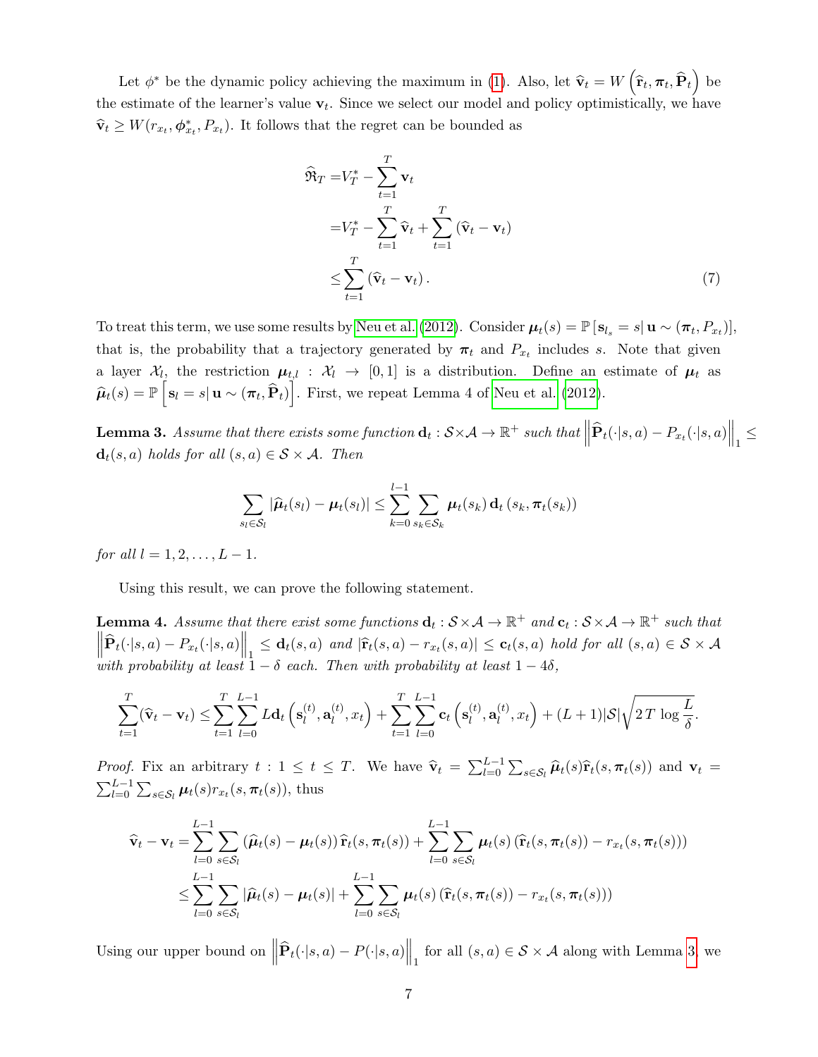Let $\phi^*$ be the dynamic policy achieving the maximum in (1). Also, let $\widehat{\mathbf{v}}_t = W\left(\widehat{\mathbf{r}}_t, \boldsymbol{\pi}_t, \widehat{\mathbf{P}}_t\right)$ be the estimate of the learner's value $\mathbf{v}_t$. Since we select our model and policy optimistically, we have $\widehat{\mathbf{v}}_t \geq W(r_{x_t}, \boldsymbol{\phi}^*_{x_t}, P_{x_t})$. It follows that the regret can be bounded as

$$
\begin{aligned}
\widehat{\mathfrak{R}}_T =& V_T^* - \sum_{t=1}^T \mathbf{v}_t \\
=& V_T^* - \sum_{t=1}^T \widehat{\mathbf{v}}_t + \sum_{t=1}^T \left(\widehat{\mathbf{v}}_t - \mathbf{v}_t\right) \\
\leq& \sum_{t=1}^T \left(\widehat{\mathbf{v}}_t - \mathbf{v}_t\right).
\end{aligned} \tag{7}
$$

To treat this term, we use some results by Neu et al. (2012). Consider $\boldsymbol{\mu}_t(s) = \mathbb{P}\left[\mathbf{s}_{l_s} = s \,|\, \mathbf{u} \sim (\boldsymbol{\pi}_t, P_{x_t})\right]$, that is, the probability that a trajectory generated by $\boldsymbol{\pi}_t$ and $P_{x_t}$ includes $s$. Note that given a layer $\mathcal{X}_l$, the restriction $\boldsymbol{\mu}_{t,l} : \mathcal{X}_l \to [0,1]$ is a distribution. Define an estimate of $\boldsymbol{\mu}_t$ as $\widehat{\boldsymbol{\mu}}_t(s) = \mathbb{P}\left[\mathbf{s}_l = s \,|\, \mathbf{u} \sim (\boldsymbol{\pi}_t, \widehat{\mathbf{P}}_t)\right]$. First, we repeat Lemma 4 of Neu et al. (2012).

**Lemma 3.** *Assume that there exists some function $\mathbf{d}_t : \mathcal{S} \times \mathcal{A} \to \mathbb{R}^+$ such that $\left\|\widehat{\mathbf{P}}_t(\cdot|s,a) - P_{x_t}(\cdot|s,a)\right\|_1 \leq \mathbf{d}_t(s,a)$ holds for all $(s,a) \in \mathcal{S} \times \mathcal{A}$. Then*

$$
\sum_{s_l \in \mathcal{S}_l} \left|\widehat{\boldsymbol{\mu}}_t(s_l) - \boldsymbol{\mu}_t(s_l)\right| \leq \sum_{k=0}^{l-1} \sum_{s_k \in \mathcal{S}_k} \boldsymbol{\mu}_t(s_k)\, \mathbf{d}_t\left(s_k, \boldsymbol{\pi}_t(s_k)\right)
$$

*for all $l = 1, 2, \ldots, L-1$.*

Using this result, we can prove the following statement.

**Lemma 4.** *Assume that there exist some functions $\mathbf{d}_t : \mathcal{S} \times \mathcal{A} \to \mathbb{R}^+$ and $\mathbf{c}_t : \mathcal{S} \times \mathcal{A} \to \mathbb{R}^+$ such that $\left\|\widehat{\mathbf{P}}_t(\cdot|s,a) - P_{x_t}(\cdot|s,a)\right\|_1 \leq \mathbf{d}_t(s,a)$ and $\left|\widehat{\mathbf{r}}_t(s,a) - r_{x_t}(s,a)\right| \leq \mathbf{c}_t(s,a)$ hold for all $(s,a) \in \mathcal{S} \times \mathcal{A}$ with probability at least $1-\delta$ each. Then with probability at least $1-4\delta$,*

$$
\sum_{t=1}^T (\widehat{\mathbf{v}}_t - \mathbf{v}_t) \leq \sum_{t=1}^T \sum_{l=0}^{L-1} L\mathbf{d}_t\left(\mathbf{s}_l^{(t)}, \mathbf{a}_l^{(t)}, x_t\right) + \sum_{t=1}^T \sum_{l=0}^{L-1} \mathbf{c}_t\left(\mathbf{s}_l^{(t)}, \mathbf{a}_l^{(t)}, x_t\right) + (L+1)|\mathcal{S}|\sqrt{2\,T \log\frac{L}{\delta}}.
$$

*Proof.* Fix an arbitrary $t : 1 \leq t \leq T$. We have $\widehat{\mathbf{v}}_t = \sum_{l=0}^{L-1} \sum_{s \in \mathcal{S}_l} \widehat{\boldsymbol{\mu}}_t(s) \widehat{\mathbf{r}}_t(s, \boldsymbol{\pi}_t(s))$ and $\mathbf{v}_t = \sum_{l=0}^{L-1} \sum_{s \in \mathcal{S}_l} \boldsymbol{\mu}_t(s) r_{x_t}(s, \boldsymbol{\pi}_t(s))$, thus

$$
\begin{aligned}
\widehat{\mathbf{v}}_t - \mathbf{v}_t =& \sum_{l=0}^{L-1} \sum_{s \in \mathcal{S}_l} \left(\widehat{\boldsymbol{\mu}}_t(s) - \boldsymbol{\mu}_t(s)\right) \widehat{\mathbf{r}}_t(s, \boldsymbol{\pi}_t(s)) + \sum_{l=0}^{L-1} \sum_{s \in \mathcal{S}_l} \boldsymbol{\mu}_t(s) \left(\widehat{\mathbf{r}}_t(s, \boldsymbol{\pi}_t(s)) - r_{x_t}(s, \boldsymbol{\pi}_t(s))\right) \\
\leq& \sum_{l=0}^{L-1} \sum_{s \in \mathcal{S}_l} \left|\widehat{\boldsymbol{\mu}}_t(s) - \boldsymbol{\mu}_t(s)\right| + \sum_{l=0}^{L-1} \sum_{s \in \mathcal{S}_l} \boldsymbol{\mu}_t(s) \left(\widehat{\mathbf{r}}_t(s, \boldsymbol{\pi}_t(s)) - r_{x_t}(s, \boldsymbol{\pi}_t(s))\right)
\end{aligned}
$$

Using our upper bound on $\left\|\widehat{\mathbf{P}}_t(\cdot|s,a) - P(\cdot|s,a)\right\|_1$ for all $(s,a) \in \mathcal{S} \times \mathcal{A}$ along with Lemma 3 we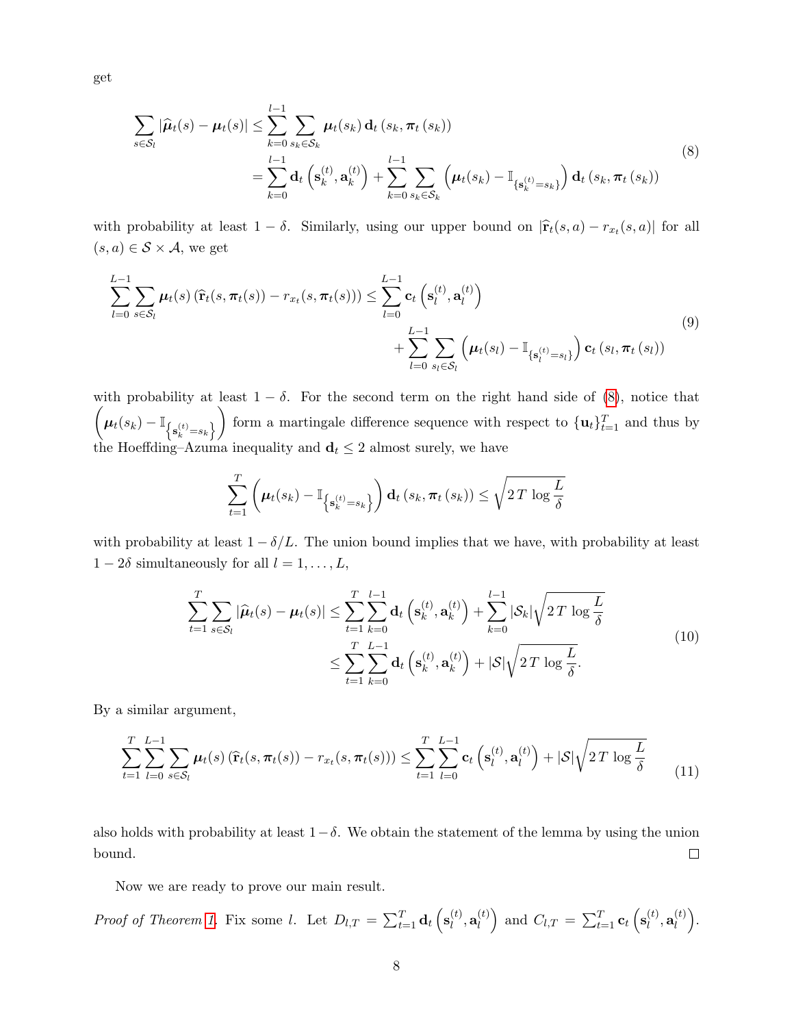get

$$
\begin{aligned}
\sum_{s \in \mathcal{S}_l} \left|\widehat{\boldsymbol{\mu}}_t(s) - \boldsymbol{\mu}_t(s)\right| &\leq \sum_{k=0}^{l-1} \sum_{s_k \in \mathcal{S}_k} \boldsymbol{\mu}_t(s_k)\, \mathbf{d}_t\left(s_k, \boldsymbol{\pi}_t\left(s_k\right)\right) \\
&= \sum_{k=0}^{l-1} \mathbf{d}_t\left(\mathbf{s}_k^{(t)}, \mathbf{a}_k^{(t)}\right) + \sum_{k=0}^{l-1} \sum_{s_k \in \mathcal{S}_k} \left(\boldsymbol{\mu}_t(s_k) - \mathbb{I}_{\{\mathbf{s}_k^{(t)} = s_k\}}\right) \mathbf{d}_t\left(s_k, \boldsymbol{\pi}_t\left(s_k\right)\right)
\end{aligned} \tag{8}
$$

with probability at least $1-\delta$. Similarly, using our upper bound on $|\widehat{\mathbf{r}}_t(s,a) - r_{x_t}(s,a)|$ for all $(s,a) \in \mathcal{S} \times \mathcal{A}$, we get

$$
\begin{aligned}
\sum_{l=0}^{L-1} \sum_{s \in \mathcal{S}_l} \boldsymbol{\mu}_t(s)\left(\widehat{\mathbf{r}}_t(s, \boldsymbol{\pi}_t(s)) - r_{x_t}(s, \boldsymbol{\pi}_t(s))\right) \leq \sum_{l=0}^{L-1} \mathbf{c}_t\left(\mathbf{s}_l^{(t)}, \mathbf{a}_l^{(t)}\right) \\
+ \sum_{l=0}^{L-1} \sum_{s_l \in \mathcal{S}_l} \left(\boldsymbol{\mu}_t(s_l) - \mathbb{I}_{\{\mathbf{s}_l^{(t)} = s_l\}}\right) \mathbf{c}_t\left(s_l, \boldsymbol{\pi}_t\left(s_l\right)\right)
\end{aligned} \tag{9}
$$

with probability at least $1-\delta$. For the second term on the right hand side of (8), notice that $\left(\boldsymbol{\mu}_t(s_k) - \mathbb{I}_{\left\{\mathbf{s}_k^{(t)} = s_k\right\}}\right)$ form a martingale difference sequence with respect to $\{\mathbf{u}_t\}_{t=1}^T$ and thus by the Hoeffding–Azuma inequality and $\mathbf{d}_t \leq 2$ almost surely, we have

$$
\sum_{t=1}^{T} \left(\boldsymbol{\mu}_t(s_k) - \mathbb{I}_{\left\{\mathbf{s}_k^{(t)} = s_k\right\}}\right) \mathbf{d}_t\left(s_k, \boldsymbol{\pi}_t\left(s_k\right)\right) \leq \sqrt{2\, T \log \frac{L}{\delta}}
$$

with probability at least $1-\delta/L$. The union bound implies that we have, with probability at least $1-2\delta$ simultaneously for all $l = 1, \ldots, L$,

$$
\begin{aligned}
\sum_{t=1}^{T} \sum_{s \in \mathcal{S}_l} \left|\widehat{\boldsymbol{\mu}}_t(s) - \boldsymbol{\mu}_t(s)\right| &\leq \sum_{t=1}^{T} \sum_{k=0}^{l-1} \mathbf{d}_t\left(\mathbf{s}_k^{(t)}, \mathbf{a}_k^{(t)}\right) + \sum_{k=0}^{l-1} |\mathcal{S}_k| \sqrt{2\, T \log \frac{L}{\delta}} \\
&\leq \sum_{t=1}^{T} \sum_{k=0}^{L-1} \mathbf{d}_t\left(\mathbf{s}_k^{(t)}, \mathbf{a}_k^{(t)}\right) + |\mathcal{S}| \sqrt{2\, T \log \frac{L}{\delta}}.
\end{aligned} \tag{10}
$$

By a similar argument,

$$
\sum_{t=1}^{T} \sum_{l=0}^{L-1} \sum_{s \in \mathcal{S}_l} \boldsymbol{\mu}_t(s)\left(\widehat{\mathbf{r}}_t(s, \boldsymbol{\pi}_t(s)) - r_{x_t}(s, \boldsymbol{\pi}_t(s))\right) \leq \sum_{t=1}^{T} \sum_{l=0}^{L-1} \mathbf{c}_t\left(\mathbf{s}_l^{(t)}, \mathbf{a}_l^{(t)}\right) + |\mathcal{S}| \sqrt{2\, T \log \frac{L}{\delta}} \tag{11}
$$

also holds with probability at least $1-\delta$. We obtain the statement of the lemma by using the union bound. □

Now we are ready to prove our main result.

*Proof of Theorem 1.* Fix some $l$. Let $D_{l,T} = \sum_{t=1}^{T} \mathbf{d}_t\left(\mathbf{s}_l^{(t)}, \mathbf{a}_l^{(t)}\right)$ and $C_{l,T} = \sum_{t=1}^{T} \mathbf{c}_t\left(\mathbf{s}_l^{(t)}, \mathbf{a}_l^{(t)}\right)$.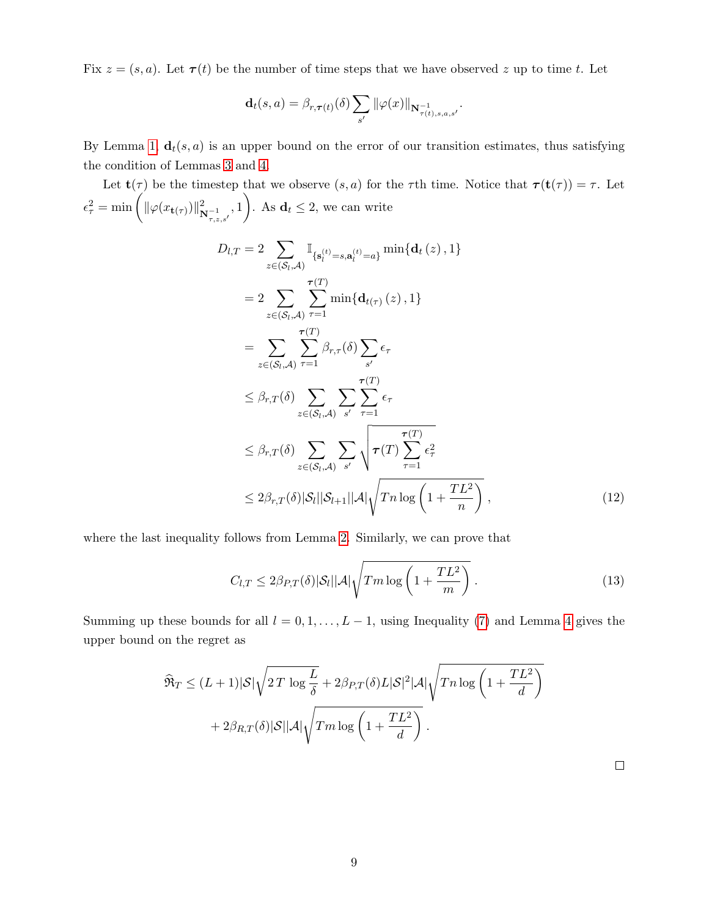Fix $z = (s, a)$. Let $\boldsymbol{\tau}(t)$ be the number of time steps that we have observed $z$ up to time $t$. Let

$$\mathbf{d}_t(s,a) = \beta_{r,\boldsymbol{\tau}(t)}(\delta) \sum_{s'} \|\varphi(x)\|_{\mathbf{N}^{-1}_{\tau(t),s,a,s'}}.$$

By Lemma 1, $\mathbf{d}_t(s, a)$ is an upper bound on the error of our transition estimates, thus satisfying the condition of Lemmas 3 and 4.

Let $\mathbf{t}(\tau)$ be the timestep that we observe $(s, a)$ for the $\tau$th time. Notice that $\boldsymbol{\tau}(\mathbf{t}(\tau)) = \tau$. Let $\epsilon_\tau^2 = \min\left(\|\varphi(x_{\mathbf{t}(\tau)})\|^2_{\mathbf{N}^{-1}_{\tau,z,s'}}, 1\right)$. As $\mathbf{d}_t \leq 2$, we can write

$$
\begin{aligned}
D_{l,T} &= 2 \sum_{z \in (\mathcal{S}_l, \mathcal{A})} \mathbb{I}_{\{\mathbf{s}_l^{(t)} = s, \mathbf{a}_l^{(t)} = a\}} \min\{\mathbf{d}_t\left(z\right), 1\} \\
&= 2 \sum_{z \in (\mathcal{S}_l, \mathcal{A})} \sum_{\tau=1}^{\boldsymbol{\tau}(T)} \min\{\mathbf{d}_{t(\tau)}\left(z\right), 1\} \\
&= \sum_{z \in (\mathcal{S}_l, \mathcal{A})} \sum_{\tau=1}^{\boldsymbol{\tau}(T)} \beta_{r,\tau}(\delta) \sum_{s'} \epsilon_\tau \\
&\leq \beta_{r,T}(\delta) \sum_{z \in (\mathcal{S}_l, \mathcal{A})} \sum_{s'} \sum_{\tau=1}^{\boldsymbol{\tau}(T)} \epsilon_\tau \\
&\leq \beta_{r,T}(\delta) \sum_{z \in (\mathcal{S}_l, \mathcal{A})} \sum_{s'} \sqrt{\boldsymbol{\tau}(T) \sum_{\tau=1}^{\boldsymbol{\tau}(T)} \epsilon_\tau^2} \\
&\leq 2\beta_{r,T}(\delta) |\mathcal{S}_l||\mathcal{S}_{l+1}||\mathcal{A}| \sqrt{Tn \log\left(1 + \frac{TL^2}{n}\right)}\,, \qquad (12)
\end{aligned}
$$

where the last inequality follows from Lemma 2. Similarly, we can prove that

$$C_{l,T} \leq 2\beta_{P,T}(\delta)|\mathcal{S}_l||\mathcal{A}| \sqrt{Tm \log\left(1 + \frac{TL^2}{m}\right)}\,. \qquad (13)$$

Summing up these bounds for all $l = 0, 1, \ldots, L-1$, using Inequality (7) and Lemma 4 gives the upper bound on the regret as

$$
\begin{aligned}
\widehat{\mathfrak{R}}_T \leq (L+1)|\mathcal{S}| \sqrt{2\,T \,\log\frac{L}{\delta}} &+ 2\beta_{P,T}(\delta) L |\mathcal{S}|^2 |\mathcal{A}| \sqrt{Tn \log\left(1 + \frac{TL^2}{d}\right)} \\
&+ 2\beta_{R,T}(\delta)|\mathcal{S}||\mathcal{A}| \sqrt{Tm \log\left(1 + \frac{TL^2}{d}\right)}\,.
\end{aligned}
$$

□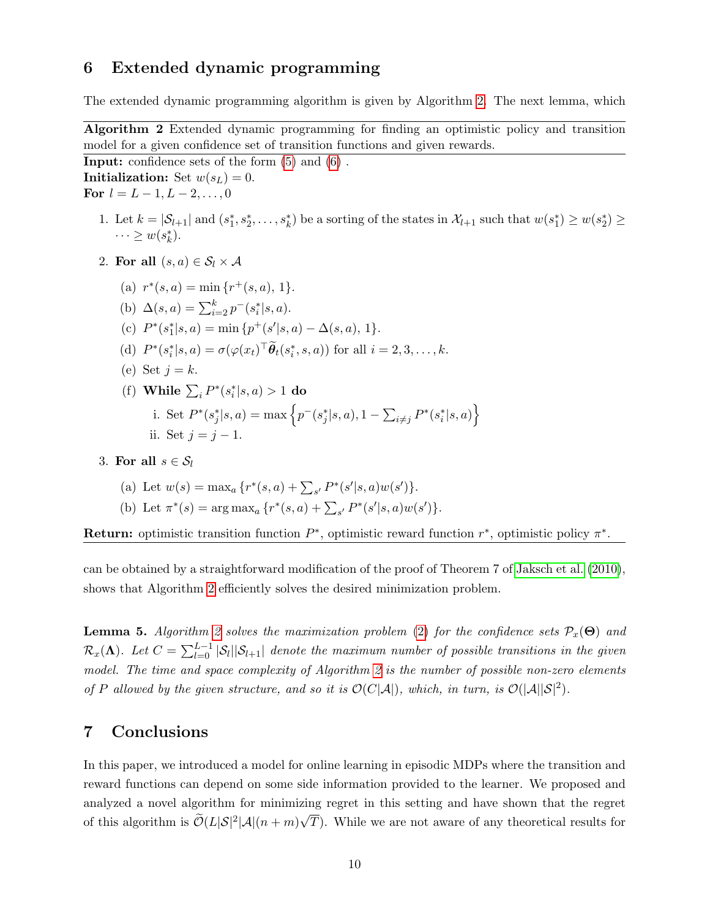## 6 Extended dynamic programming

The extended dynamic programming algorithm is given by Algorithm 2. The next lemma, which

---

**Algorithm 2** Extended dynamic programming for finding an optimistic policy and transition model for a given confidence set of transition functions and given rewards.

---

**Input:** confidence sets of the form (5) and (6) .
**Initialization:** Set $w(s_L) = 0$.
**For** $l = L-1, L-2, \ldots, 0$

1. Let $k = |\mathcal{S}_{l+1}|$ and $(s_1^*, s_2^*, \ldots, s_k^*)$ be a sorting of the states in $\mathcal{X}_{l+1}$ such that $w(s_1^*) \geq w(s_2^*) \geq \cdots \geq w(s_k^*)$.
2. **For all** $(s, a) \in \mathcal{S}_l \times \mathcal{A}$
   (a) $r^*(s,a) = \min\{r^+(s,a), 1\}$.
   (b) $\Delta(s,a) = \sum_{i=2}^{k} p^-(s_i^*|s,a)$.
   (c) $P^*(s_1^*|s,a) = \min\{p^+(s'|s,a) - \Delta(s,a), 1\}$.
   (d) $P^*(s_i^*|s,a) = \sigma(\varphi(x_t)^\top \widetilde{\boldsymbol{\theta}}_t(s_i^*, s, a))$ for all $i = 2, 3, \ldots, k$.
   (e) Set $j = k$.
   (f) **While** $\sum_i P^*(s_i^*|s,a) > 1$ **do**
      i. Set $P^*(s_j^*|s,a) = \max\left\{p^-(s_j^*|s,a), 1 - \sum_{i \neq j} P^*(s_i^*|s,a)\right\}$
      ii. Set $j = j - 1$.
3. **For all** $s \in \mathcal{S}_l$
   (a) Let $w(s) = \max_a \{r^*(s,a) + \sum_{s'} P^*(s'|s,a) w(s')\}$.
   (b) Let $\pi^*(s) = \arg\max_a \{r^*(s,a) + \sum_{s'} P^*(s'|s,a) w(s')\}$.

**Return:** optimistic transition function $P^*$, optimistic reward function $r^*$, optimistic policy $\pi^*$.

---

can be obtained by a straightforward modification of the proof of Theorem 7 of Jaksch et al. (2010), shows that Algorithm 2 efficiently solves the desired minimization problem.

**Lemma 5.** *Algorithm 2 solves the maximization problem (2) for the confidence sets $\mathcal{P}_x(\boldsymbol{\Theta})$ and $\mathcal{R}_x(\boldsymbol{\Lambda})$. Let $C = \sum_{l=0}^{L-1} |\mathcal{S}_l||\mathcal{S}_{l+1}|$ denote the maximum number of possible transitions in the given model. The time and space complexity of Algorithm 2 is the number of possible non-zero elements of $P$ allowed by the given structure, and so it is $\mathcal{O}(C|\mathcal{A}|)$, which, in turn, is $\mathcal{O}(|\mathcal{A}||\mathcal{S}|^2)$.*

## 7 Conclusions

In this paper, we introduced a model for online learning in episodic MDPs where the transition and reward functions can depend on some side information provided to the learner. We proposed and analyzed a novel algorithm for minimizing regret in this setting and have shown that the regret of this algorithm is $\widetilde{\mathcal{O}}(L|\mathcal{S}|^2|\mathcal{A}|(n+m)\sqrt{T})$. While we are not aware of any theoretical results for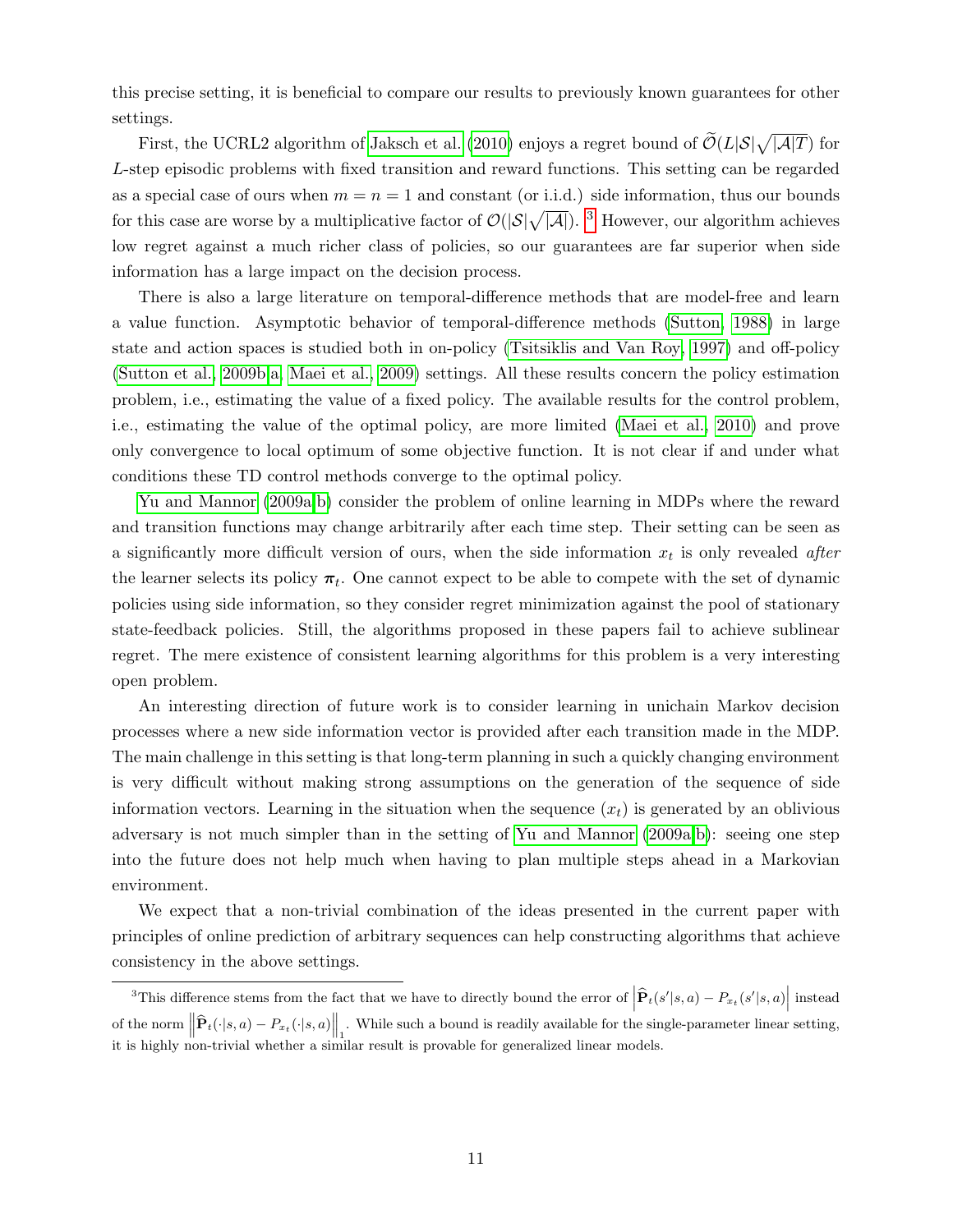this precise setting, it is beneficial to compare our results to previously known guarantees for other settings.

First, the UCRL2 algorithm of Jaksch et al. (2010) enjoys a regret bound of $\widetilde{\mathcal{O}}(L|\mathcal{S}|\sqrt{|\mathcal{A}|T})$ for $L$-step episodic problems with fixed transition and reward functions. This setting can be regarded as a special case of ours when $m = n = 1$ and constant (or i.i.d.) side information, thus our bounds for this case are worse by a multiplicative factor of $\mathcal{O}(|\mathcal{S}|\sqrt{|\mathcal{A}|})$. [3] However, our algorithm achieves low regret against a much richer class of policies, so our guarantees are far superior when side information has a large impact on the decision process.

There is also a large literature on temporal-difference methods that are model-free and learn a value function. Asymptotic behavior of temporal-difference methods (Sutton, 1988) in large state and action spaces is studied both in on-policy (Tsitsiklis and Van Roy, 1997) and off-policy (Sutton et al., 2009b,a, Maei et al., 2009) settings. All these results concern the policy estimation problem, i.e., estimating the value of a fixed policy. The available results for the control problem, i.e., estimating the value of the optimal policy, are more limited (Maei et al., 2010) and prove only convergence to local optimum of some objective function. It is not clear if and under what conditions these TD control methods converge to the optimal policy.

Yu and Mannor (2009a,b) consider the problem of online learning in MDPs where the reward and transition functions may change arbitrarily after each time step. Their setting can be seen as a significantly more difficult version of ours, when the side information $x_t$ is only revealed *after* the learner selects its policy $\boldsymbol{\pi}_t$. One cannot expect to be able to compete with the set of dynamic policies using side information, so they consider regret minimization against the pool of stationary state-feedback policies. Still, the algorithms proposed in these papers fail to achieve sublinear regret. The mere existence of consistent learning algorithms for this problem is a very interesting open problem.

An interesting direction of future work is to consider learning in unichain Markov decision processes where a new side information vector is provided after each transition made in the MDP. The main challenge in this setting is that long-term planning in such a quickly changing environment is very difficult without making strong assumptions on the generation of the sequence of side information vectors. Learning in the situation when the sequence $(x_t)$ is generated by an oblivious adversary is not much simpler than in the setting of Yu and Mannor (2009a,b): seeing one step into the future does not help much when having to plan multiple steps ahead in a Markovian environment.

We expect that a non-trivial combination of the ideas presented in the current paper with principles of online prediction of arbitrary sequences can help constructing algorithms that achieve consistency in the above settings.

---

[3] This difference stems from the fact that we have to directly bound the error of $\left|\widehat{\mathbf{P}}_t(s'|s,a) - P_{x_t}(s'|s,a)\right|$ instead of the norm $\left\|\widehat{\mathbf{P}}_t(\cdot|s,a) - P_{x_t}(\cdot|s,a)\right\|_1$. While such a bound is readily available for the single-parameter linear setting, it is highly non-trivial whether a similar result is provable for generalized linear models.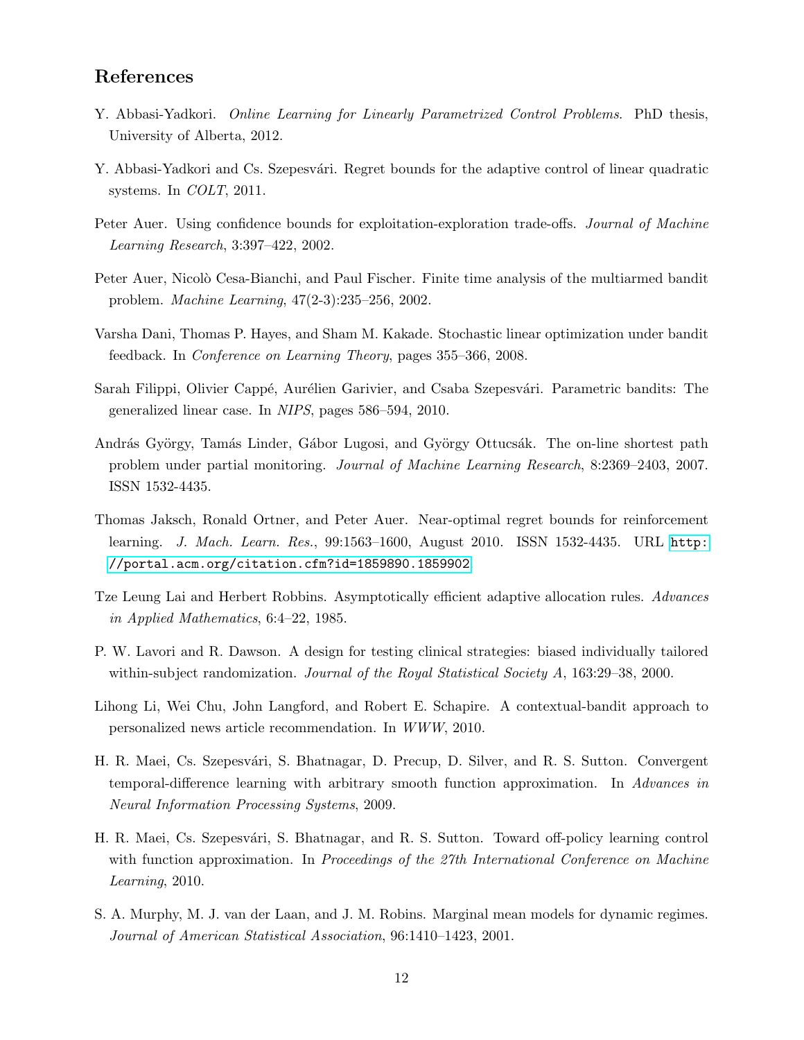## References

Y. Abbasi-Yadkori. *Online Learning for Linearly Parametrized Control Problems*. PhD thesis, University of Alberta, 2012.

Y. Abbasi-Yadkori and Cs. Szepesvári. Regret bounds for the adaptive control of linear quadratic systems. In *COLT*, 2011.

Peter Auer. Using confidence bounds for exploitation-exploration trade-offs. *Journal of Machine Learning Research*, 3:397–422, 2002.

Peter Auer, Nicolò Cesa-Bianchi, and Paul Fischer. Finite time analysis of the multiarmed bandit problem. *Machine Learning*, 47(2-3):235–256, 2002.

Varsha Dani, Thomas P. Hayes, and Sham M. Kakade. Stochastic linear optimization under bandit feedback. In *Conference on Learning Theory*, pages 355–366, 2008.

Sarah Filippi, Olivier Cappé, Aurélien Garivier, and Csaba Szepesvári. Parametric bandits: The generalized linear case. In *NIPS*, pages 586–594, 2010.

András György, Tamás Linder, Gábor Lugosi, and György Ottucsák. The on-line shortest path problem under partial monitoring. *Journal of Machine Learning Research*, 8:2369–2403, 2007. ISSN 1532-4435.

Thomas Jaksch, Ronald Ortner, and Peter Auer. Near-optimal regret bounds for reinforcement learning. *J. Mach. Learn. Res.*, 99:1563–1600, August 2010. ISSN 1532-4435. URL `http://portal.acm.org/citation.cfm?id=1859890.1859902`.

Tze Leung Lai and Herbert Robbins. Asymptotically efficient adaptive allocation rules. *Advances in Applied Mathematics*, 6:4–22, 1985.

P. W. Lavori and R. Dawson. A design for testing clinical strategies: biased individually tailored within-subject randomization. *Journal of the Royal Statistical Society A*, 163:29–38, 2000.

Lihong Li, Wei Chu, John Langford, and Robert E. Schapire. A contextual-bandit approach to personalized news article recommendation. In *WWW*, 2010.

H. R. Maei, Cs. Szepesvári, S. Bhatnagar, D. Precup, D. Silver, and R. S. Sutton. Convergent temporal-difference learning with arbitrary smooth function approximation. In *Advances in Neural Information Processing Systems*, 2009.

H. R. Maei, Cs. Szepesvári, S. Bhatnagar, and R. S. Sutton. Toward off-policy learning control with function approximation. In *Proceedings of the 27th International Conference on Machine Learning*, 2010.

S. A. Murphy, M. J. van der Laan, and J. M. Robins. Marginal mean models for dynamic regimes. *Journal of American Statistical Association*, 96:1410–1423, 2001.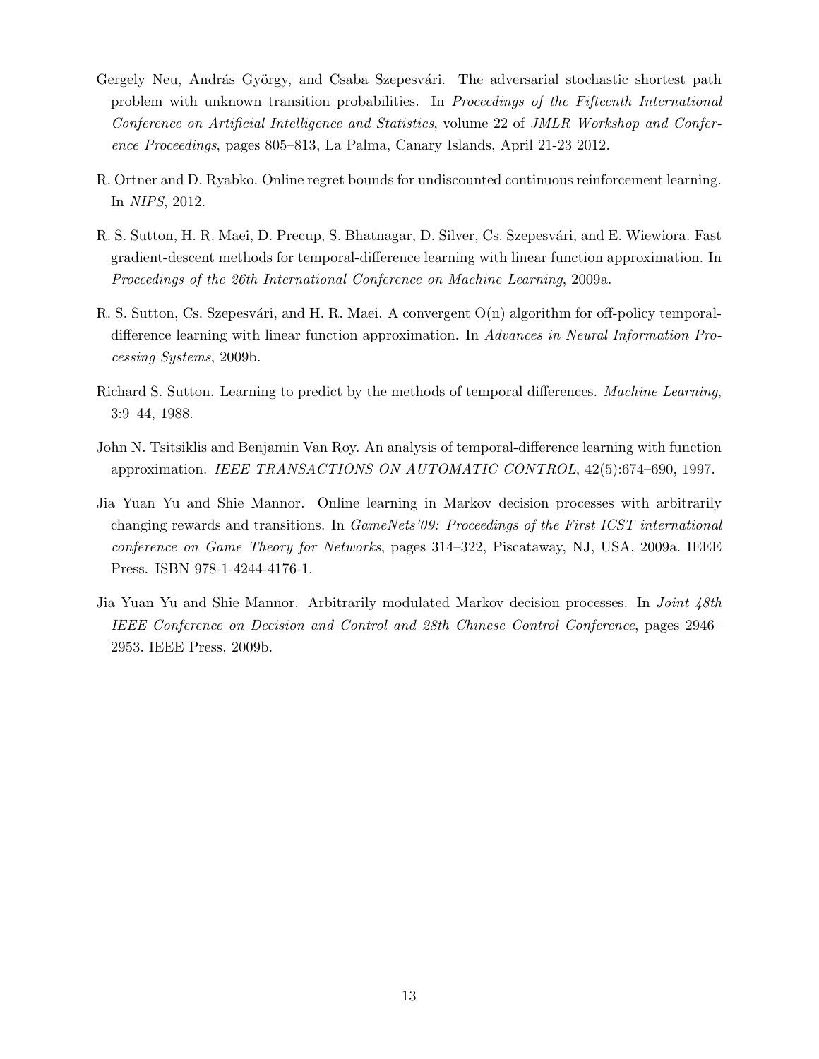Gergely Neu, András György, and Csaba Szepesvári. The adversarial stochastic shortest path problem with unknown transition probabilities. In *Proceedings of the Fifteenth International Conference on Artificial Intelligence and Statistics*, volume 22 of *JMLR Workshop and Conference Proceedings*, pages 805–813, La Palma, Canary Islands, April 21-23 2012.

R. Ortner and D. Ryabko. Online regret bounds for undiscounted continuous reinforcement learning. In *NIPS*, 2012.

R. S. Sutton, H. R. Maei, D. Precup, S. Bhatnagar, D. Silver, Cs. Szepesvári, and E. Wiewiora. Fast gradient-descent methods for temporal-difference learning with linear function approximation. In *Proceedings of the 26th International Conference on Machine Learning*, 2009a.

R. S. Sutton, Cs. Szepesvári, and H. R. Maei. A convergent O(n) algorithm for off-policy temporal-difference learning with linear function approximation. In *Advances in Neural Information Processing Systems*, 2009b.

Richard S. Sutton. Learning to predict by the methods of temporal differences. *Machine Learning*, 3:9–44, 1988.

John N. Tsitsiklis and Benjamin Van Roy. An analysis of temporal-difference learning with function approximation. *IEEE TRANSACTIONS ON AUTOMATIC CONTROL*, 42(5):674–690, 1997.

Jia Yuan Yu and Shie Mannor. Online learning in Markov decision processes with arbitrarily changing rewards and transitions. In *GameNets'09: Proceedings of the First ICST international conference on Game Theory for Networks*, pages 314–322, Piscataway, NJ, USA, 2009a. IEEE Press. ISBN 978-1-4244-4176-1.

Jia Yuan Yu and Shie Mannor. Arbitrarily modulated Markov decision processes. In *Joint 48th IEEE Conference on Decision and Control and 28th Chinese Control Conference*, pages 2946–2953. IEEE Press, 2009b.